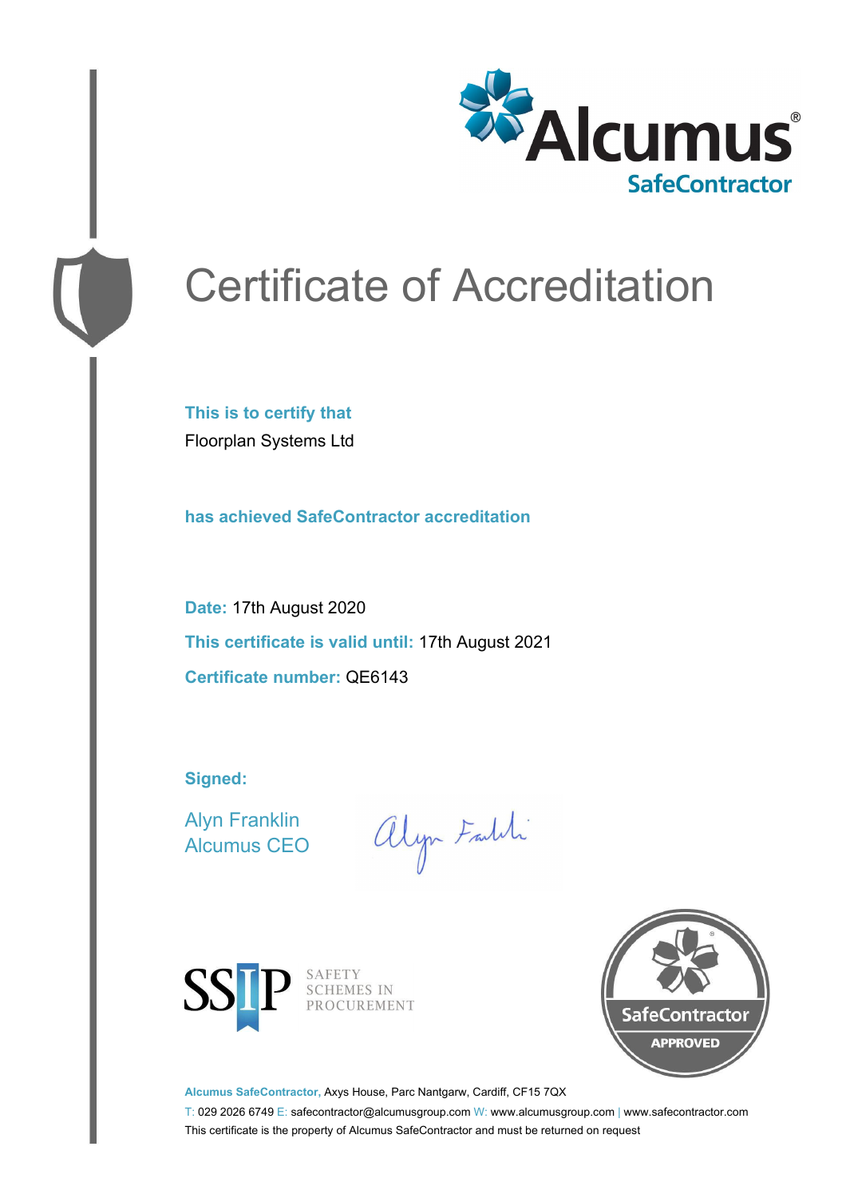Alcumus®
SafeContractor

# Certificate of Accreditation

**This is to certify that**

Floorplan Systems Ltd

**has achieved SafeContractor accreditation**

**Date:** 17th August 2020

**This certificate is valid until:** 17th August 2021

**Certificate number:** QE6143

**Signed:**

Alyn Franklin
Alcumus CEO

SSIP SAFETY SCHEMES IN PROCUREMENT

SafeContractor APPROVED

**Alcumus SafeContractor,** Axys House, Parc Nantgarw, Cardiff, CF15 7QX

T: 029 2026 6749 E: safecontractor@alcumusgroup.com W: www.alcumusgroup.com | www.safecontractor.com

This certificate is the property of Alcumus SafeContractor and must be returned on request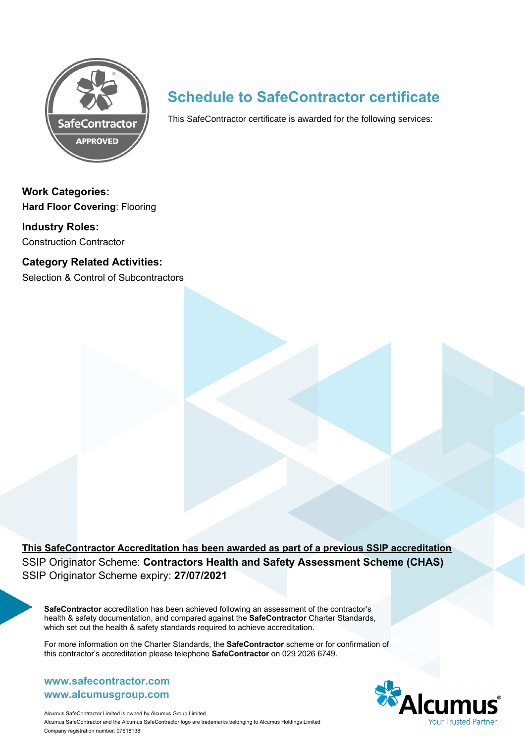# Schedule to SafeContractor certificate

This SafeContractor certificate is awarded for the following services:

**Work Categories:**

**Hard Floor Covering**: Flooring

**Industry Roles:**

Construction Contractor

**Category Related Activities:**

Selection & Control of Subcontractors

**This SafeContractor Accreditation has been awarded as part of a previous SSIP accreditation**

SSIP Originator Scheme: **Contractors Health and Safety Assessment Scheme (CHAS)**

SSIP Originator Scheme expiry: **27/07/2021**

**SafeContractor** accreditation has been achieved following an assessment of the contractor's health & safety documentation, and compared against the **SafeContractor** Charter Standards, which set out the health & safety standards required to achieve accreditation.

For more information on the Charter Standards, the **SafeContractor** scheme or for confirmation of this contractor's accreditation please telephone **SafeContractor** on 029 2026 6749.

**www.safecontractor.com**
**www.alcumusgroup.com**

Alcumus SafeContractor Limited is owned by Alcumus Group Limited
Alcumus SafeContractor and the Alcumus SafeContractor logo are trademarks belonging to Alcumus Holdings Limited
Company registration number: 07618138

Alcumus®
Your Trusted Partner